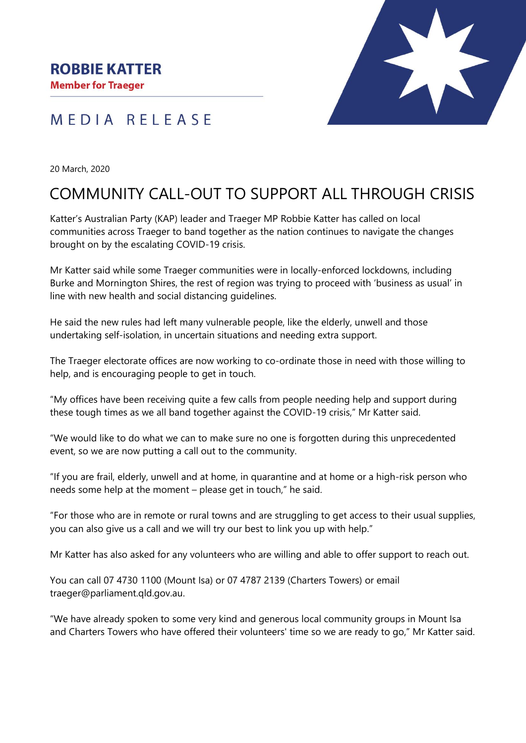**ROBBIE KATTER**

**Member for Traeger**

MEDIA RELEASE

20 March, 2020

# COMMUNITY CALL-OUT TO SUPPORT ALL THROUGH CRISIS

Katter's Australian Party (KAP) leader and Traeger MP Robbie Katter has called on local communities across Traeger to band together as the nation continues to navigate the changes brought on by the escalating COVID-19 crisis.

Mr Katter said while some Traeger communities were in locally-enforced lockdowns, including Burke and Mornington Shires, the rest of region was trying to proceed with 'business as usual' in line with new health and social distancing guidelines.

He said the new rules had left many vulnerable people, like the elderly, unwell and those undertaking self-isolation, in uncertain situations and needing extra support.

The Traeger electorate offices are now working to co-ordinate those in need with those willing to help, and is encouraging people to get in touch.

"My offices have been receiving quite a few calls from people needing help and support during these tough times as we all band together against the COVID-19 crisis," Mr Katter said.

"We would like to do what we can to make sure no one is forgotten during this unprecedented event, so we are now putting a call out to the community.

"If you are frail, elderly, unwell and at home, in quarantine and at home or a high-risk person who needs some help at the moment – please get in touch," he said.

"For those who are in remote or rural towns and are struggling to get access to their usual supplies, you can also give us a call and we will try our best to link you up with help."

Mr Katter has also asked for any volunteers who are willing and able to offer support to reach out.

You can call 07 4730 1100 (Mount Isa) or 07 4787 2139 (Charters Towers) or email traeger@parliament.qld.gov.au.

"We have already spoken to some very kind and generous local community groups in Mount Isa and Charters Towers who have offered their volunteers' time so we are ready to go," Mr Katter said.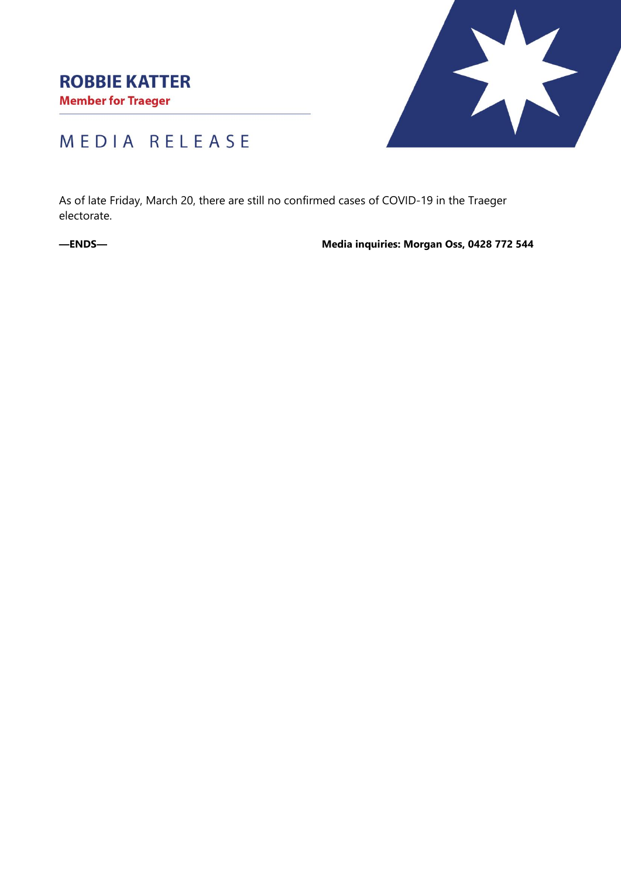**ROBBIE KATTER**

**Member for Traeger**

MEDIA RELEASE

As of late Friday, March 20, there are still no confirmed cases of COVID-19 in the Traeger electorate.

**—ENDS—**

**Media inquiries: Morgan Oss, 0428 772 544**